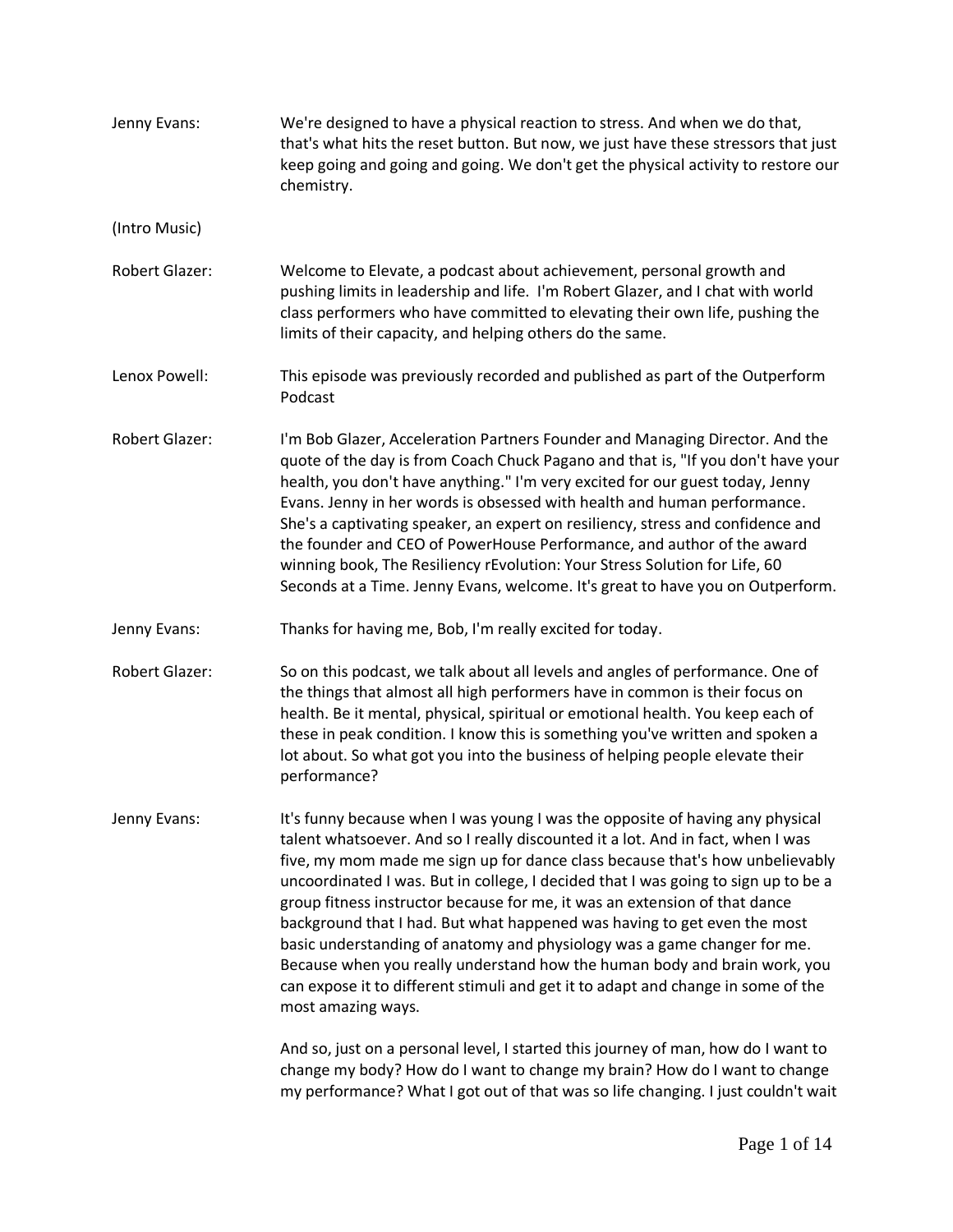**Jenny Evans:** We're designed to have a physical reaction to stress. And when we do that, that's what hits the reset button. But now, we just have these stressors that just keep going and going and going. We don't get the physical activity to restore our chemistry.

(Intro Music)

**Robert Glazer:** Welcome to Elevate, a podcast about achievement, personal growth and pushing limits in leadership and life. I'm Robert Glazer, and I chat with world class performers who have committed to elevating their own life, pushing the limits of their capacity, and helping others do the same.

**Lenox Powell:** This episode was previously recorded and published as part of the Outperform Podcast

**Robert Glazer:** I'm Bob Glazer, Acceleration Partners Founder and Managing Director. And the quote of the day is from Coach Chuck Pagano and that is, "If you don't have your health, you don't have anything." I'm very excited for our guest today, Jenny Evans. Jenny in her words is obsessed with health and human performance. She's a captivating speaker, an expert on resiliency, stress and confidence and the founder and CEO of PowerHouse Performance, and author of the award winning book, The Resiliency rEvolution: Your Stress Solution for Life, 60 Seconds at a Time. Jenny Evans, welcome. It's great to have you on Outperform.

**Jenny Evans:** Thanks for having me, Bob, I'm really excited for today.

**Robert Glazer:** So on this podcast, we talk about all levels and angles of performance. One of the things that almost all high performers have in common is their focus on health. Be it mental, physical, spiritual or emotional health. You keep each of these in peak condition. I know this is something you've written and spoken a lot about. So what got you into the business of helping people elevate their performance?

**Jenny Evans:** It's funny because when I was young I was the opposite of having any physical talent whatsoever. And so I really discounted it a lot. And in fact, when I was five, my mom made me sign up for dance class because that's how unbelievably uncoordinated I was. But in college, I decided that I was going to sign up to be a group fitness instructor because for me, it was an extension of that dance background that I had. But what happened was having to get even the most basic understanding of anatomy and physiology was a game changer for me. Because when you really understand how the human body and brain work, you can expose it to different stimuli and get it to adapt and change in some of the most amazing ways.

And so, just on a personal level, I started this journey of man, how do I want to change my body? How do I want to change my brain? How do I want to change my performance? What I got out of that was so life changing. I just couldn't wait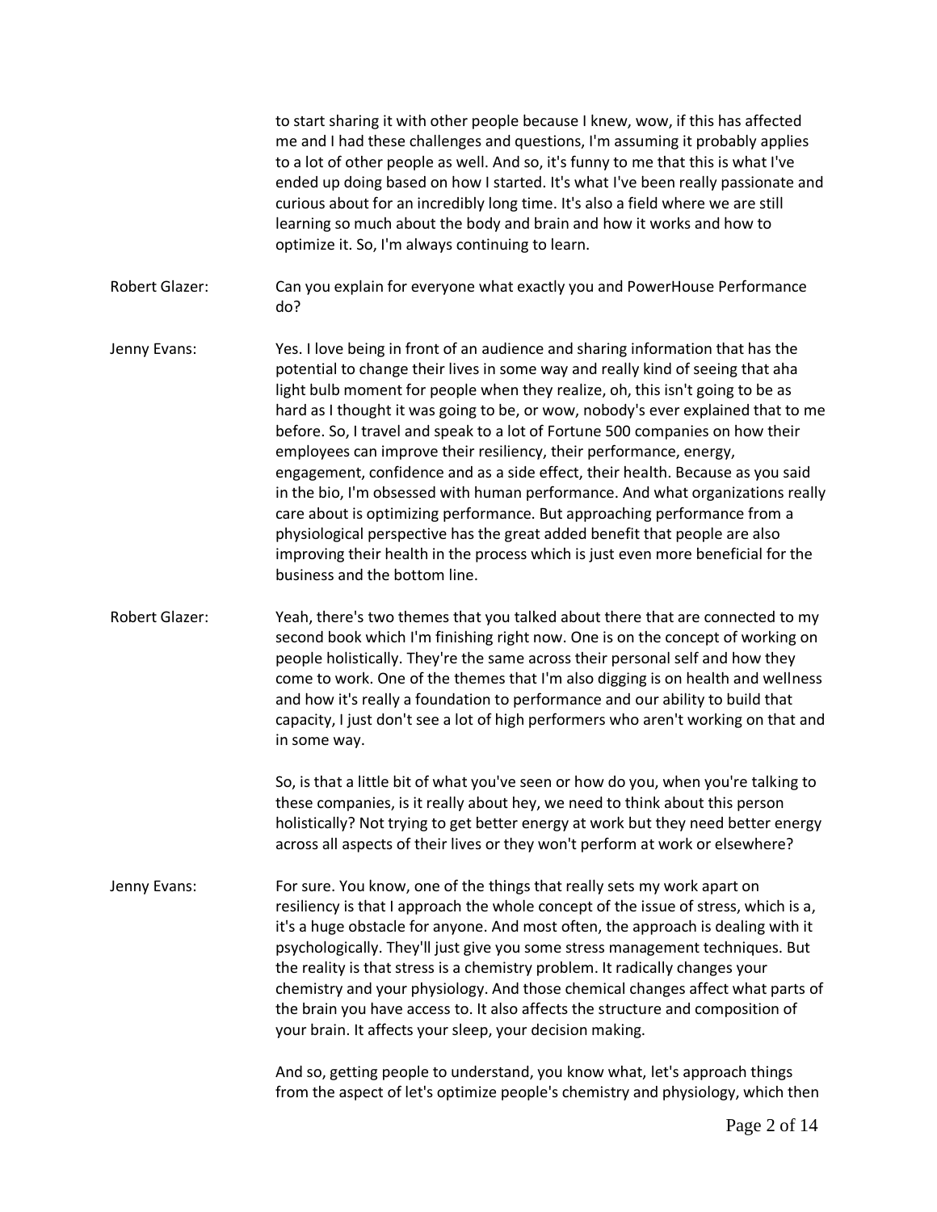to start sharing it with other people because I knew, wow, if this has affected me and I had these challenges and questions, I'm assuming it probably applies to a lot of other people as well. And so, it's funny to me that this is what I've ended up doing based on how I started. It's what I've been really passionate and curious about for an incredibly long time. It's also a field where we are still learning so much about the body and brain and how it works and how to optimize it. So, I'm always continuing to learn.

Robert Glazer: Can you explain for everyone what exactly you and PowerHouse Performance do?

Jenny Evans: Yes. I love being in front of an audience and sharing information that has the potential to change their lives in some way and really kind of seeing that aha light bulb moment for people when they realize, oh, this isn't going to be as hard as I thought it was going to be, or wow, nobody's ever explained that to me before. So, I travel and speak to a lot of Fortune 500 companies on how their employees can improve their resiliency, their performance, energy, engagement, confidence and as a side effect, their health. Because as you said in the bio, I'm obsessed with human performance. And what organizations really care about is optimizing performance. But approaching performance from a physiological perspective has the great added benefit that people are also improving their health in the process which is just even more beneficial for the business and the bottom line.

Robert Glazer: Yeah, there's two themes that you talked about there that are connected to my second book which I'm finishing right now. One is on the concept of working on people holistically. They're the same across their personal self and how they come to work. One of the themes that I'm also digging is on health and wellness and how it's really a foundation to performance and our ability to build that capacity, I just don't see a lot of high performers who aren't working on that and in some way.

So, is that a little bit of what you've seen or how do you, when you're talking to these companies, is it really about hey, we need to think about this person holistically? Not trying to get better energy at work but they need better energy across all aspects of their lives or they won't perform at work or elsewhere?

Jenny Evans: For sure. You know, one of the things that really sets my work apart on resiliency is that I approach the whole concept of the issue of stress, which is a, it's a huge obstacle for anyone. And most often, the approach is dealing with it psychologically. They'll just give you some stress management techniques. But the reality is that stress is a chemistry problem. It radically changes your chemistry and your physiology. And those chemical changes affect what parts of the brain you have access to. It also affects the structure and composition of your brain. It affects your sleep, your decision making.

And so, getting people to understand, you know what, let's approach things from the aspect of let's optimize people's chemistry and physiology, which then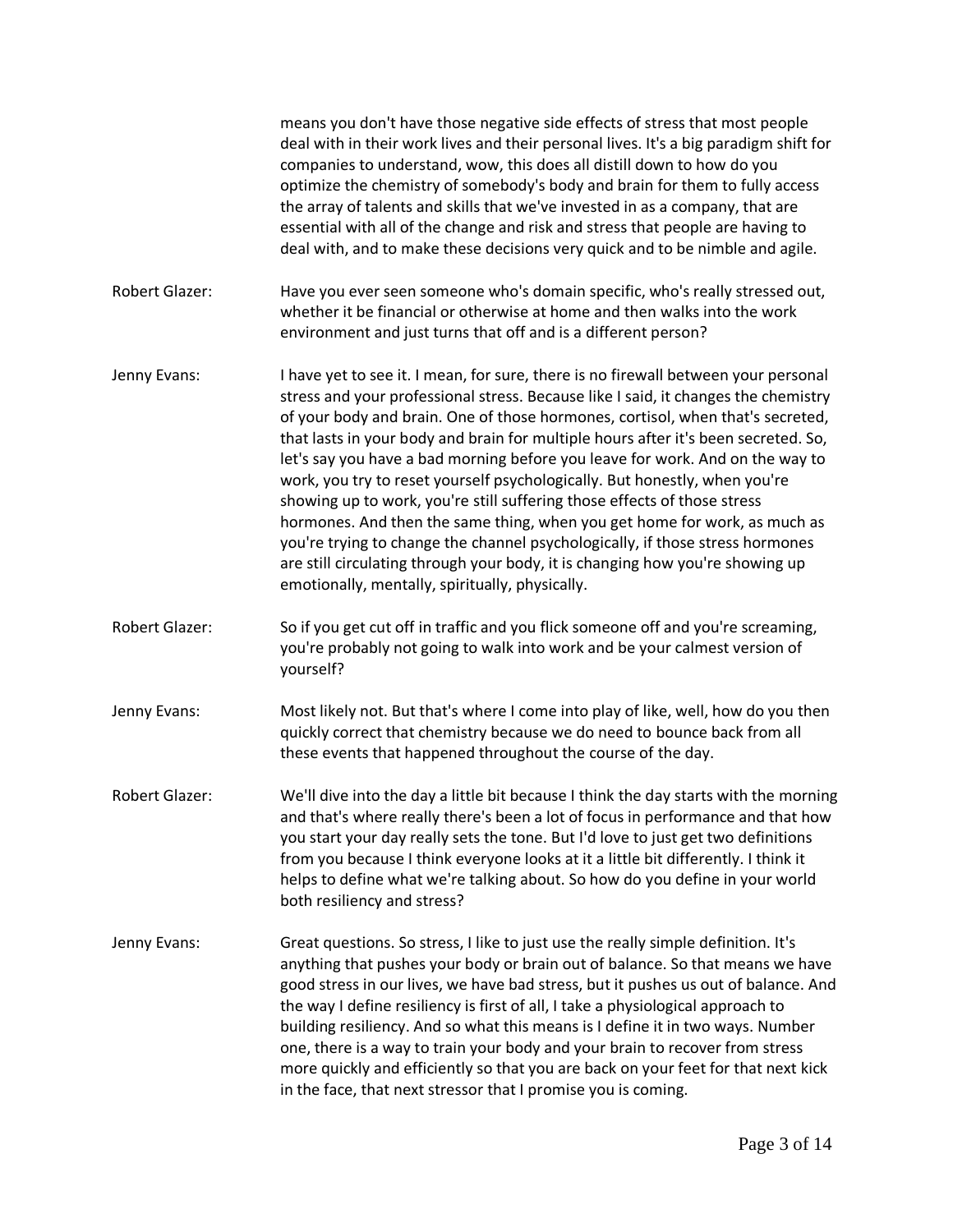means you don't have those negative side effects of stress that most people deal with in their work lives and their personal lives. It's a big paradigm shift for companies to understand, wow, this does all distill down to how do you optimize the chemistry of somebody's body and brain for them to fully access the array of talents and skills that we've invested in as a company, that are essential with all of the change and risk and stress that people are having to deal with, and to make these decisions very quick and to be nimble and agile.

Robert Glazer: Have you ever seen someone who's domain specific, who's really stressed out, whether it be financial or otherwise at home and then walks into the work environment and just turns that off and is a different person?

Jenny Evans: I have yet to see it. I mean, for sure, there is no firewall between your personal stress and your professional stress. Because like I said, it changes the chemistry of your body and brain. One of those hormones, cortisol, when that's secreted, that lasts in your body and brain for multiple hours after it's been secreted. So, let's say you have a bad morning before you leave for work. And on the way to work, you try to reset yourself psychologically. But honestly, when you're showing up to work, you're still suffering those effects of those stress hormones. And then the same thing, when you get home for work, as much as you're trying to change the channel psychologically, if those stress hormones are still circulating through your body, it is changing how you're showing up emotionally, mentally, spiritually, physically.

Robert Glazer: So if you get cut off in traffic and you flick someone off and you're screaming, you're probably not going to walk into work and be your calmest version of yourself?

Jenny Evans: Most likely not. But that's where I come into play of like, well, how do you then quickly correct that chemistry because we do need to bounce back from all these events that happened throughout the course of the day.

Robert Glazer: We'll dive into the day a little bit because I think the day starts with the morning and that's where really there's been a lot of focus in performance and that how you start your day really sets the tone. But I'd love to just get two definitions from you because I think everyone looks at it a little bit differently. I think it helps to define what we're talking about. So how do you define in your world both resiliency and stress?

Jenny Evans: Great questions. So stress, I like to just use the really simple definition. It's anything that pushes your body or brain out of balance. So that means we have good stress in our lives, we have bad stress, but it pushes us out of balance. And the way I define resiliency is first of all, I take a physiological approach to building resiliency. And so what this means is I define it in two ways. Number one, there is a way to train your body and your brain to recover from stress more quickly and efficiently so that you are back on your feet for that next kick in the face, that next stressor that I promise you is coming.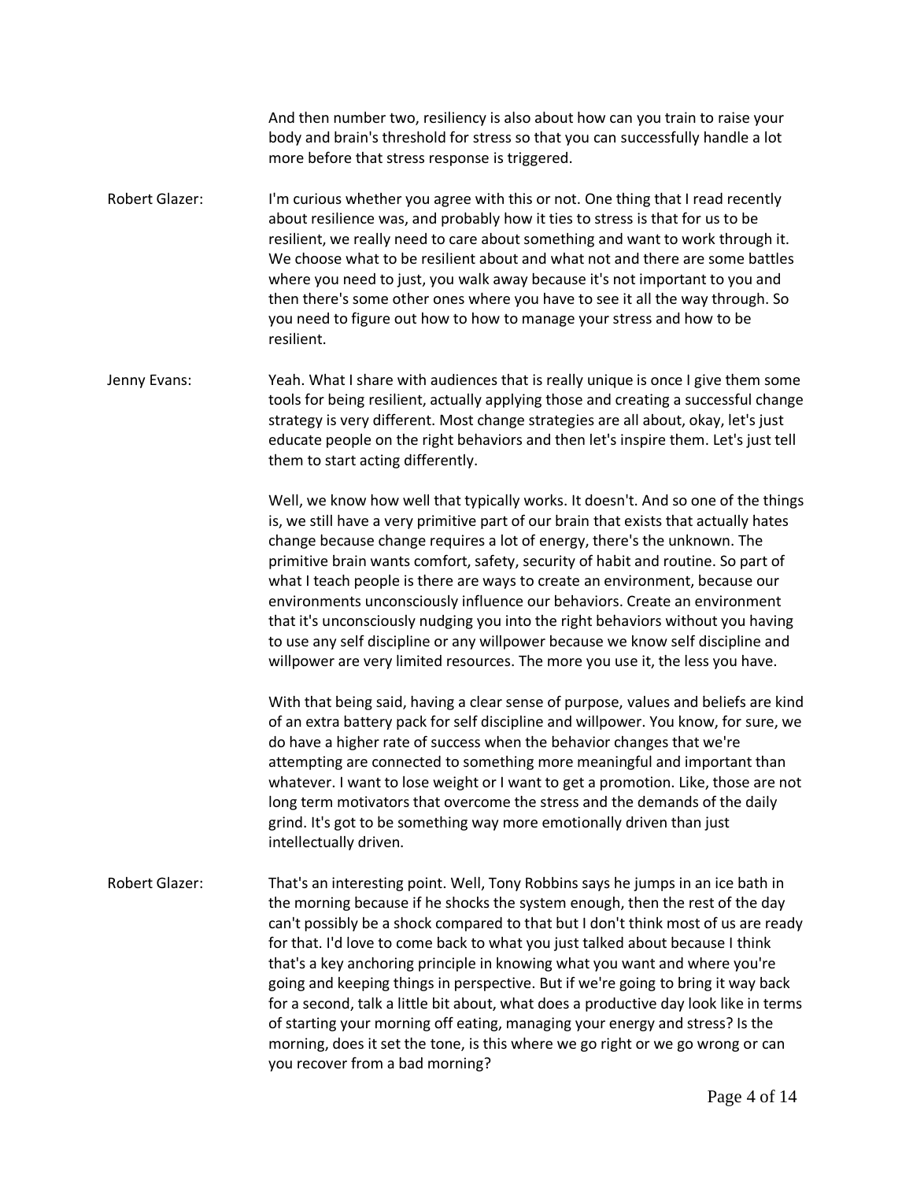And then number two, resiliency is also about how can you train to raise your body and brain's threshold for stress so that you can successfully handle a lot more before that stress response is triggered.

Robert Glazer: I'm curious whether you agree with this or not. One thing that I read recently about resilience was, and probably how it ties to stress is that for us to be resilient, we really need to care about something and want to work through it. We choose what to be resilient about and what not and there are some battles where you need to just, you walk away because it's not important to you and then there's some other ones where you have to see it all the way through. So you need to figure out how to how to manage your stress and how to be resilient.

Jenny Evans: Yeah. What I share with audiences that is really unique is once I give them some tools for being resilient, actually applying those and creating a successful change strategy is very different. Most change strategies are all about, okay, let's just educate people on the right behaviors and then let's inspire them. Let's just tell them to start acting differently.

Well, we know how well that typically works. It doesn't. And so one of the things is, we still have a very primitive part of our brain that exists that actually hates change because change requires a lot of energy, there's the unknown. The primitive brain wants comfort, safety, security of habit and routine. So part of what I teach people is there are ways to create an environment, because our environments unconsciously influence our behaviors. Create an environment that it's unconsciously nudging you into the right behaviors without you having to use any self discipline or any willpower because we know self discipline and willpower are very limited resources. The more you use it, the less you have.

With that being said, having a clear sense of purpose, values and beliefs are kind of an extra battery pack for self discipline and willpower. You know, for sure, we do have a higher rate of success when the behavior changes that we're attempting are connected to something more meaningful and important than whatever. I want to lose weight or I want to get a promotion. Like, those are not long term motivators that overcome the stress and the demands of the daily grind. It's got to be something way more emotionally driven than just intellectually driven.

Robert Glazer: That's an interesting point. Well, Tony Robbins says he jumps in an ice bath in the morning because if he shocks the system enough, then the rest of the day can't possibly be a shock compared to that but I don't think most of us are ready for that. I'd love to come back to what you just talked about because I think that's a key anchoring principle in knowing what you want and where you're going and keeping things in perspective. But if we're going to bring it way back for a second, talk a little bit about, what does a productive day look like in terms of starting your morning off eating, managing your energy and stress? Is the morning, does it set the tone, is this where we go right or we go wrong or can you recover from a bad morning?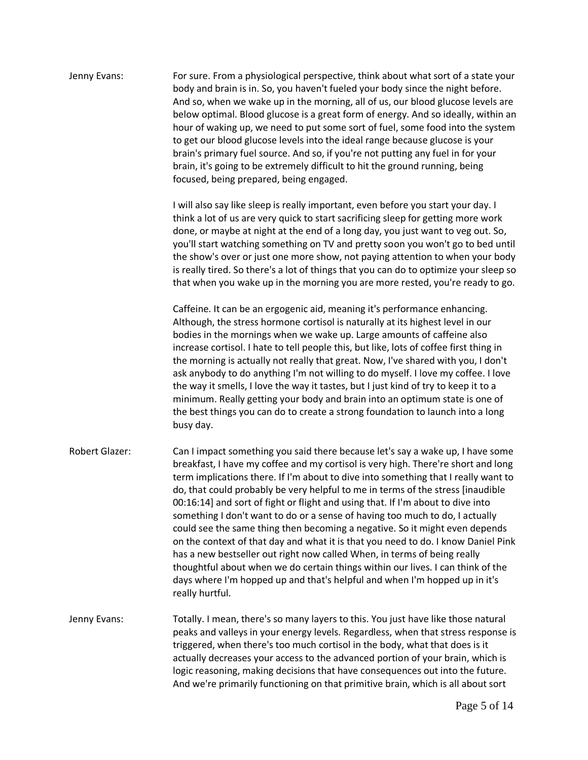Jenny Evans: For sure. From a physiological perspective, think about what sort of a state your body and brain is in. So, you haven't fueled your body since the night before. And so, when we wake up in the morning, all of us, our blood glucose levels are below optimal. Blood glucose is a great form of energy. And so ideally, within an hour of waking up, we need to put some sort of fuel, some food into the system to get our blood glucose levels into the ideal range because glucose is your brain's primary fuel source. And so, if you're not putting any fuel in for your brain, it's going to be extremely difficult to hit the ground running, being focused, being prepared, being engaged.

I will also say like sleep is really important, even before you start your day. I think a lot of us are very quick to start sacrificing sleep for getting more work done, or maybe at night at the end of a long day, you just want to veg out. So, you'll start watching something on TV and pretty soon you won't go to bed until the show's over or just one more show, not paying attention to when your body is really tired. So there's a lot of things that you can do to optimize your sleep so that when you wake up in the morning you are more rested, you're ready to go.

Caffeine. It can be an ergogenic aid, meaning it's performance enhancing. Although, the stress hormone cortisol is naturally at its highest level in our bodies in the mornings when we wake up. Large amounts of caffeine also increase cortisol. I hate to tell people this, but like, lots of coffee first thing in the morning is actually not really that great. Now, I've shared with you, I don't ask anybody to do anything I'm not willing to do myself. I love my coffee. I love the way it smells, I love the way it tastes, but I just kind of try to keep it to a minimum. Really getting your body and brain into an optimum state is one of the best things you can do to create a strong foundation to launch into a long busy day.

Robert Glazer: Can I impact something you said there because let's say a wake up, I have some breakfast, I have my coffee and my cortisol is very high. There're short and long term implications there. If I'm about to dive into something that I really want to do, that could probably be very helpful to me in terms of the stress [inaudible 00:16:14] and sort of fight or flight and using that. If I'm about to dive into something I don't want to do or a sense of having too much to do, I actually could see the same thing then becoming a negative. So it might even depends on the context of that day and what it is that you need to do. I know Daniel Pink has a new bestseller out right now called When, in terms of being really thoughtful about when we do certain things within our lives. I can think of the days where I'm hopped up and that's helpful and when I'm hopped up in it's really hurtful.

Jenny Evans: Totally. I mean, there's so many layers to this. You just have like those natural peaks and valleys in your energy levels. Regardless, when that stress response is triggered, when there's too much cortisol in the body, what that does is it actually decreases your access to the advanced portion of your brain, which is logic reasoning, making decisions that have consequences out into the future. And we're primarily functioning on that primitive brain, which is all about sort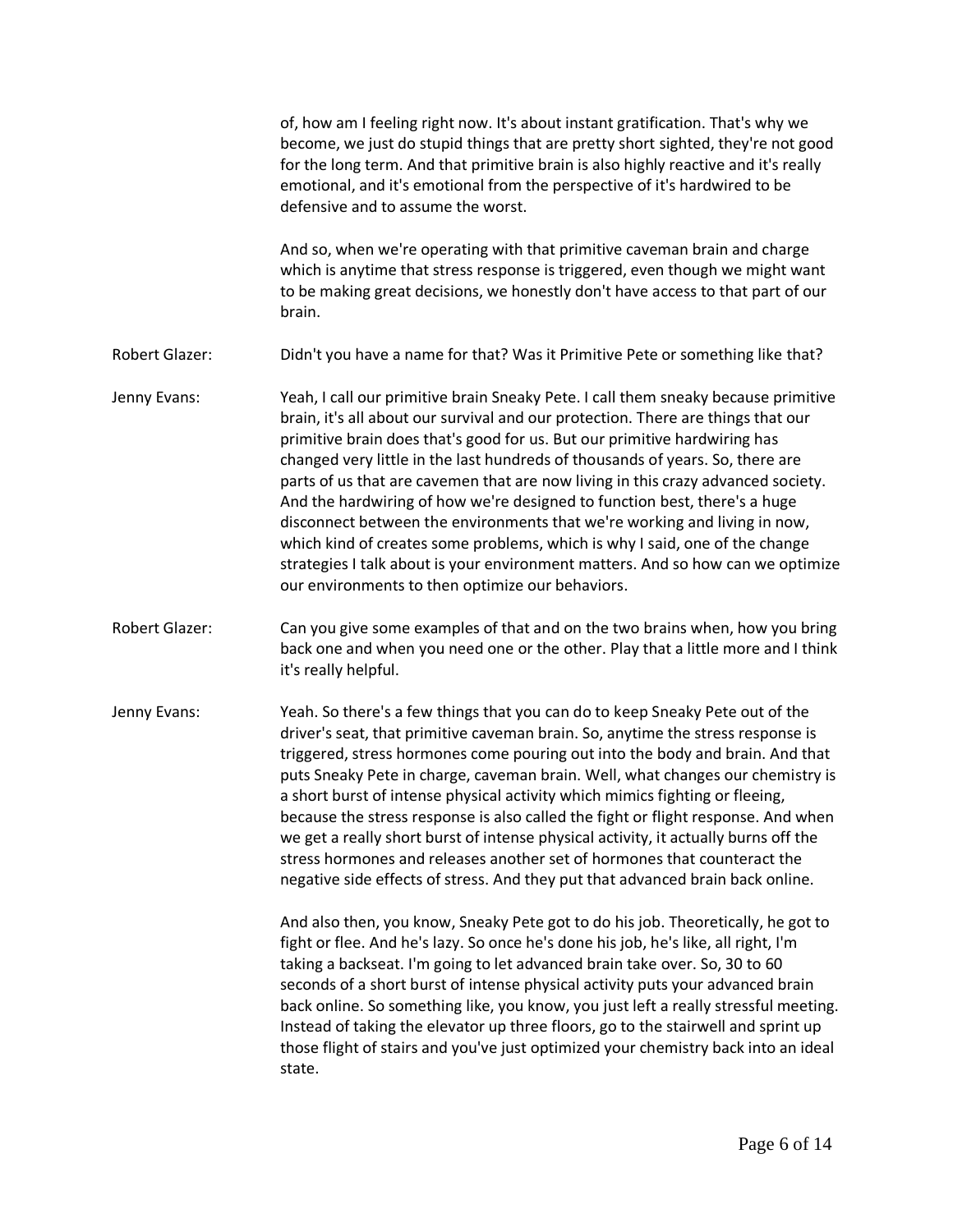of, how am I feeling right now. It's about instant gratification. That's why we become, we just do stupid things that are pretty short sighted, they're not good for the long term. And that primitive brain is also highly reactive and it's really emotional, and it's emotional from the perspective of it's hardwired to be defensive and to assume the worst.

And so, when we're operating with that primitive caveman brain and charge which is anytime that stress response is triggered, even though we might want to be making great decisions, we honestly don't have access to that part of our brain.

**Robert Glazer:** Didn't you have a name for that? Was it Primitive Pete or something like that?

**Jenny Evans:** Yeah, I call our primitive brain Sneaky Pete. I call them sneaky because primitive brain, it's all about our survival and our protection. There are things that our primitive brain does that's good for us. But our primitive hardwiring has changed very little in the last hundreds of thousands of years. So, there are parts of us that are cavemen that are now living in this crazy advanced society. And the hardwiring of how we're designed to function best, there's a huge disconnect between the environments that we're working and living in now, which kind of creates some problems, which is why I said, one of the change strategies I talk about is your environment matters. And so how can we optimize our environments to then optimize our behaviors.

**Robert Glazer:** Can you give some examples of that and on the two brains when, how you bring back one and when you need one or the other. Play that a little more and I think it's really helpful.

**Jenny Evans:** Yeah. So there's a few things that you can do to keep Sneaky Pete out of the driver's seat, that primitive caveman brain. So, anytime the stress response is triggered, stress hormones come pouring out into the body and brain. And that puts Sneaky Pete in charge, caveman brain. Well, what changes our chemistry is a short burst of intense physical activity which mimics fighting or fleeing, because the stress response is also called the fight or flight response. And when we get a really short burst of intense physical activity, it actually burns off the stress hormones and releases another set of hormones that counteract the negative side effects of stress. And they put that advanced brain back online.

And also then, you know, Sneaky Pete got to do his job. Theoretically, he got to fight or flee. And he's lazy. So once he's done his job, he's like, all right, I'm taking a backseat. I'm going to let advanced brain take over. So, 30 to 60 seconds of a short burst of intense physical activity puts your advanced brain back online. So something like, you know, you just left a really stressful meeting. Instead of taking the elevator up three floors, go to the stairwell and sprint up those flight of stairs and you've just optimized your chemistry back into an ideal state.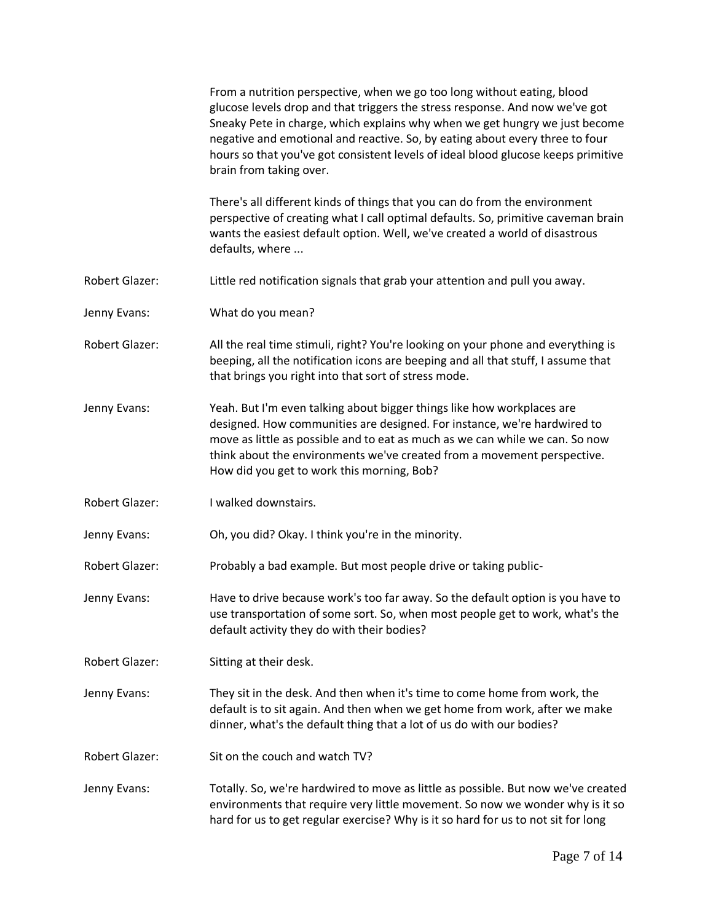From a nutrition perspective, when we go too long without eating, blood glucose levels drop and that triggers the stress response. And now we've got Sneaky Pete in charge, which explains why when we get hungry we just become negative and emotional and reactive. So, by eating about every three to four hours so that you've got consistent levels of ideal blood glucose keeps primitive brain from taking over.

There's all different kinds of things that you can do from the environment perspective of creating what I call optimal defaults. So, primitive caveman brain wants the easiest default option. Well, we've created a world of disastrous defaults, where ...

**Robert Glazer:** Little red notification signals that grab your attention and pull you away.

**Jenny Evans:** What do you mean?

**Robert Glazer:** All the real time stimuli, right? You're looking on your phone and everything is beeping, all the notification icons are beeping and all that stuff, I assume that that brings you right into that sort of stress mode.

**Jenny Evans:** Yeah. But I'm even talking about bigger things like how workplaces are designed. How communities are designed. For instance, we're hardwired to move as little as possible and to eat as much as we can while we can. So now think about the environments we've created from a movement perspective. How did you get to work this morning, Bob?

**Robert Glazer:** I walked downstairs.

**Jenny Evans:** Oh, you did? Okay. I think you're in the minority.

**Robert Glazer:** Probably a bad example. But most people drive or taking public-

**Jenny Evans:** Have to drive because work's too far away. So the default option is you have to use transportation of some sort. So, when most people get to work, what's the default activity they do with their bodies?

**Robert Glazer:** Sitting at their desk.

**Jenny Evans:** They sit in the desk. And then when it's time to come home from work, the default is to sit again. And then when we get home from work, after we make dinner, what's the default thing that a lot of us do with our bodies?

**Robert Glazer:** Sit on the couch and watch TV?

**Jenny Evans:** Totally. So, we're hardwired to move as little as possible. But now we've created environments that require very little movement. So now we wonder why is it so hard for us to get regular exercise? Why is it so hard for us to not sit for long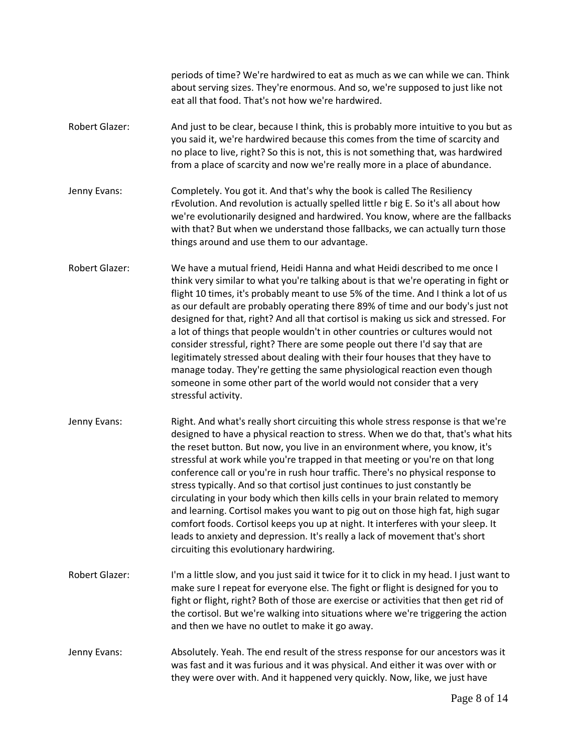periods of time? We're hardwired to eat as much as we can while we can. Think about serving sizes. They're enormous. And so, we're supposed to just like not eat all that food. That's not how we're hardwired.

**Robert Glazer:** And just to be clear, because I think, this is probably more intuitive to you but as you said it, we're hardwired because this comes from the time of scarcity and no place to live, right? So this is not, this is not something that, was hardwired from a place of scarcity and now we're really more in a place of abundance.

**Jenny Evans:** Completely. You got it. And that's why the book is called The Resiliency rEvolution. And revolution is actually spelled little r big E. So it's all about how we're evolutionarily designed and hardwired. You know, where are the fallbacks with that? But when we understand those fallbacks, we can actually turn those things around and use them to our advantage.

**Robert Glazer:** We have a mutual friend, Heidi Hanna and what Heidi described to me once I think very similar to what you're talking about is that we're operating in fight or flight 10 times, it's probably meant to use 5% of the time. And I think a lot of us as our default are probably operating there 89% of time and our body's just not designed for that, right? And all that cortisol is making us sick and stressed. For a lot of things that people wouldn't in other countries or cultures would not consider stressful, right? There are some people out there I'd say that are legitimately stressed about dealing with their four houses that they have to manage today. They're getting the same physiological reaction even though someone in some other part of the world would not consider that a very stressful activity.

**Jenny Evans:** Right. And what's really short circuiting this whole stress response is that we're designed to have a physical reaction to stress. When we do that, that's what hits the reset button. But now, you live in an environment where, you know, it's stressful at work while you're trapped in that meeting or you're on that long conference call or you're in rush hour traffic. There's no physical response to stress typically. And so that cortisol just continues to just constantly be circulating in your body which then kills cells in your brain related to memory and learning. Cortisol makes you want to pig out on those high fat, high sugar comfort foods. Cortisol keeps you up at night. It interferes with your sleep. It leads to anxiety and depression. It's really a lack of movement that's short circuiting this evolutionary hardwiring.

**Robert Glazer:** I'm a little slow, and you just said it twice for it to click in my head. I just want to make sure I repeat for everyone else. The fight or flight is designed for you to fight or flight, right? Both of those are exercise or activities that then get rid of the cortisol. But we're walking into situations where we're triggering the action and then we have no outlet to make it go away.

**Jenny Evans:** Absolutely. Yeah. The end result of the stress response for our ancestors was it was fast and it was furious and it was physical. And either it was over with or they were over with. And it happened very quickly. Now, like, we just have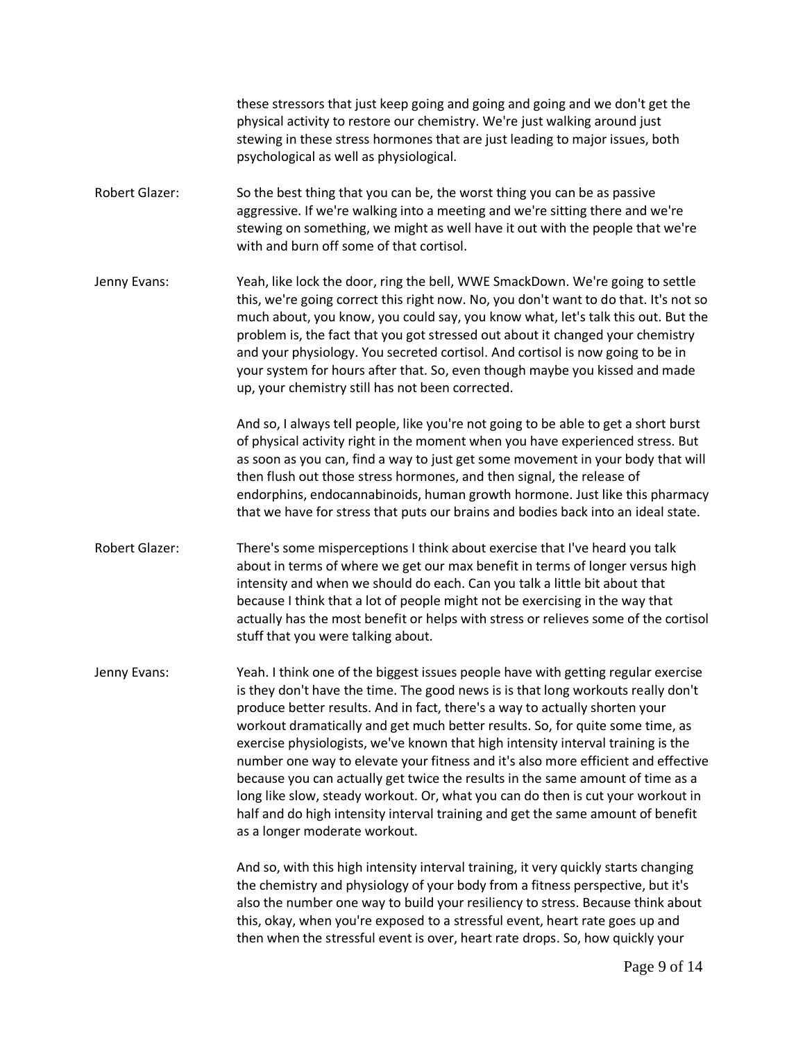these stressors that just keep going and going and going and we don't get the physical activity to restore our chemistry. We're just walking around just stewing in these stress hormones that are just leading to major issues, both psychological as well as physiological.

**Robert Glazer:** So the best thing that you can be, the worst thing you can be as passive aggressive. If we're walking into a meeting and we're sitting there and we're stewing on something, we might as well have it out with the people that we're with and burn off some of that cortisol.

**Jenny Evans:** Yeah, like lock the door, ring the bell, WWE SmackDown. We're going to settle this, we're going correct this right now. No, you don't want to do that. It's not so much about, you know, you could say, you know what, let's talk this out. But the problem is, the fact that you got stressed out about it changed your chemistry and your physiology. You secreted cortisol. And cortisol is now going to be in your system for hours after that. So, even though maybe you kissed and made up, your chemistry still has not been corrected.

And so, I always tell people, like you're not going to be able to get a short burst of physical activity right in the moment when you have experienced stress. But as soon as you can, find a way to just get some movement in your body that will then flush out those stress hormones, and then signal, the release of endorphins, endocannabinoids, human growth hormone. Just like this pharmacy that we have for stress that puts our brains and bodies back into an ideal state.

**Robert Glazer:** There's some misperceptions I think about exercise that I've heard you talk about in terms of where we get our max benefit in terms of longer versus high intensity and when we should do each. Can you talk a little bit about that because I think that a lot of people might not be exercising in the way that actually has the most benefit or helps with stress or relieves some of the cortisol stuff that you were talking about.

**Jenny Evans:** Yeah. I think one of the biggest issues people have with getting regular exercise is they don't have the time. The good news is is that long workouts really don't produce better results. And in fact, there's a way to actually shorten your workout dramatically and get much better results. So, for quite some time, as exercise physiologists, we've known that high intensity interval training is the number one way to elevate your fitness and it's also more efficient and effective because you can actually get twice the results in the same amount of time as a long like slow, steady workout. Or, what you can do then is cut your workout in half and do high intensity interval training and get the same amount of benefit as a longer moderate workout.

And so, with this high intensity interval training, it very quickly starts changing the chemistry and physiology of your body from a fitness perspective, but it's also the number one way to build your resiliency to stress. Because think about this, okay, when you're exposed to a stressful event, heart rate goes up and then when the stressful event is over, heart rate drops. So, how quickly your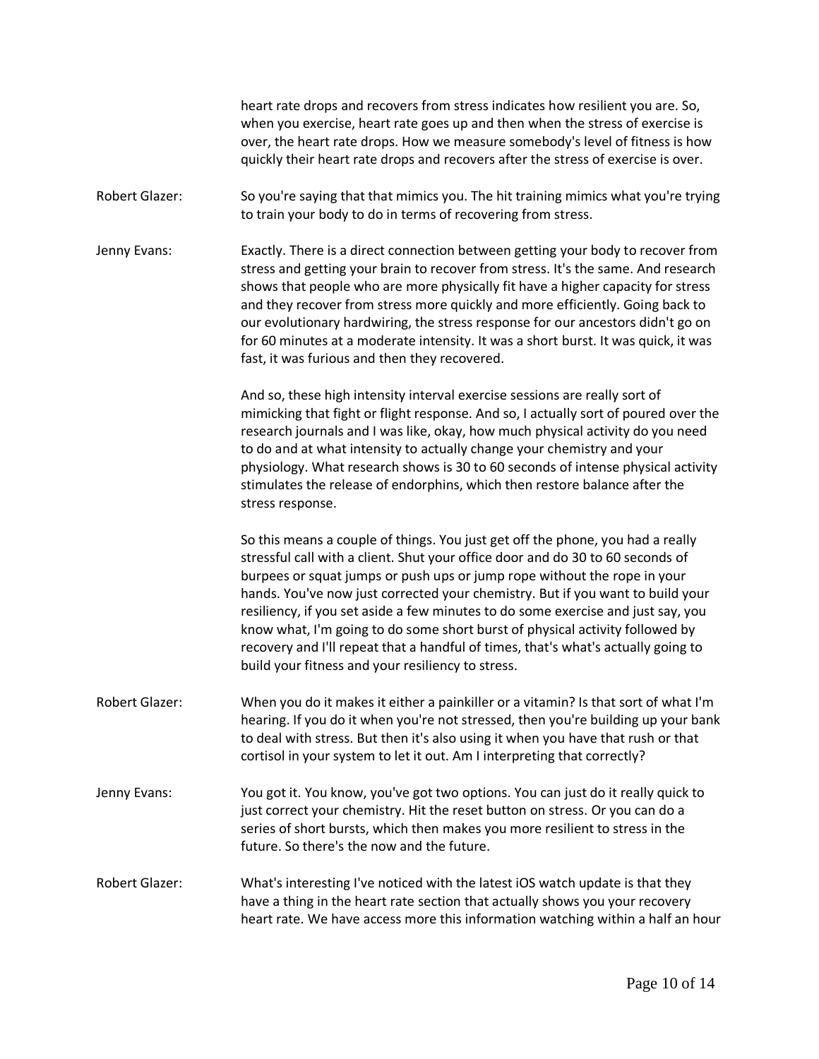heart rate drops and recovers from stress indicates how resilient you are. So, when you exercise, heart rate goes up and then when the stress of exercise is over, the heart rate drops. How we measure somebody's level of fitness is how quickly their heart rate drops and recovers after the stress of exercise is over.

**Robert Glazer:** So you're saying that that mimics you. The hit training mimics what you're trying to train your body to do in terms of recovering from stress.

**Jenny Evans:** Exactly. There is a direct connection between getting your body to recover from stress and getting your brain to recover from stress. It's the same. And research shows that people who are more physically fit have a higher capacity for stress and they recover from stress more quickly and more efficiently. Going back to our evolutionary hardwiring, the stress response for our ancestors didn't go on for 60 minutes at a moderate intensity. It was a short burst. It was quick, it was fast, it was furious and then they recovered.

And so, these high intensity interval exercise sessions are really sort of mimicking that fight or flight response. And so, I actually sort of poured over the research journals and I was like, okay, how much physical activity do you need to do and at what intensity to actually change your chemistry and your physiology. What research shows is 30 to 60 seconds of intense physical activity stimulates the release of endorphins, which then restore balance after the stress response.

So this means a couple of things. You just get off the phone, you had a really stressful call with a client. Shut your office door and do 30 to 60 seconds of burpees or squat jumps or push ups or jump rope without the rope in your hands. You've now just corrected your chemistry. But if you want to build your resiliency, if you set aside a few minutes to do some exercise and just say, you know what, I'm going to do some short burst of physical activity followed by recovery and I'll repeat that a handful of times, that's what's actually going to build your fitness and your resiliency to stress.

**Robert Glazer:** When you do it makes it either a painkiller or a vitamin? Is that sort of what I'm hearing. If you do it when you're not stressed, then you're building up your bank to deal with stress. But then it's also using it when you have that rush or that cortisol in your system to let it out. Am I interpreting that correctly?

**Jenny Evans:** You got it. You know, you've got two options. You can just do it really quick to just correct your chemistry. Hit the reset button on stress. Or you can do a series of short bursts, which then makes you more resilient to stress in the future. So there's the now and the future.

**Robert Glazer:** What's interesting I've noticed with the latest iOS watch update is that they have a thing in the heart rate section that actually shows you your recovery heart rate. We have access more this information watching within a half an hour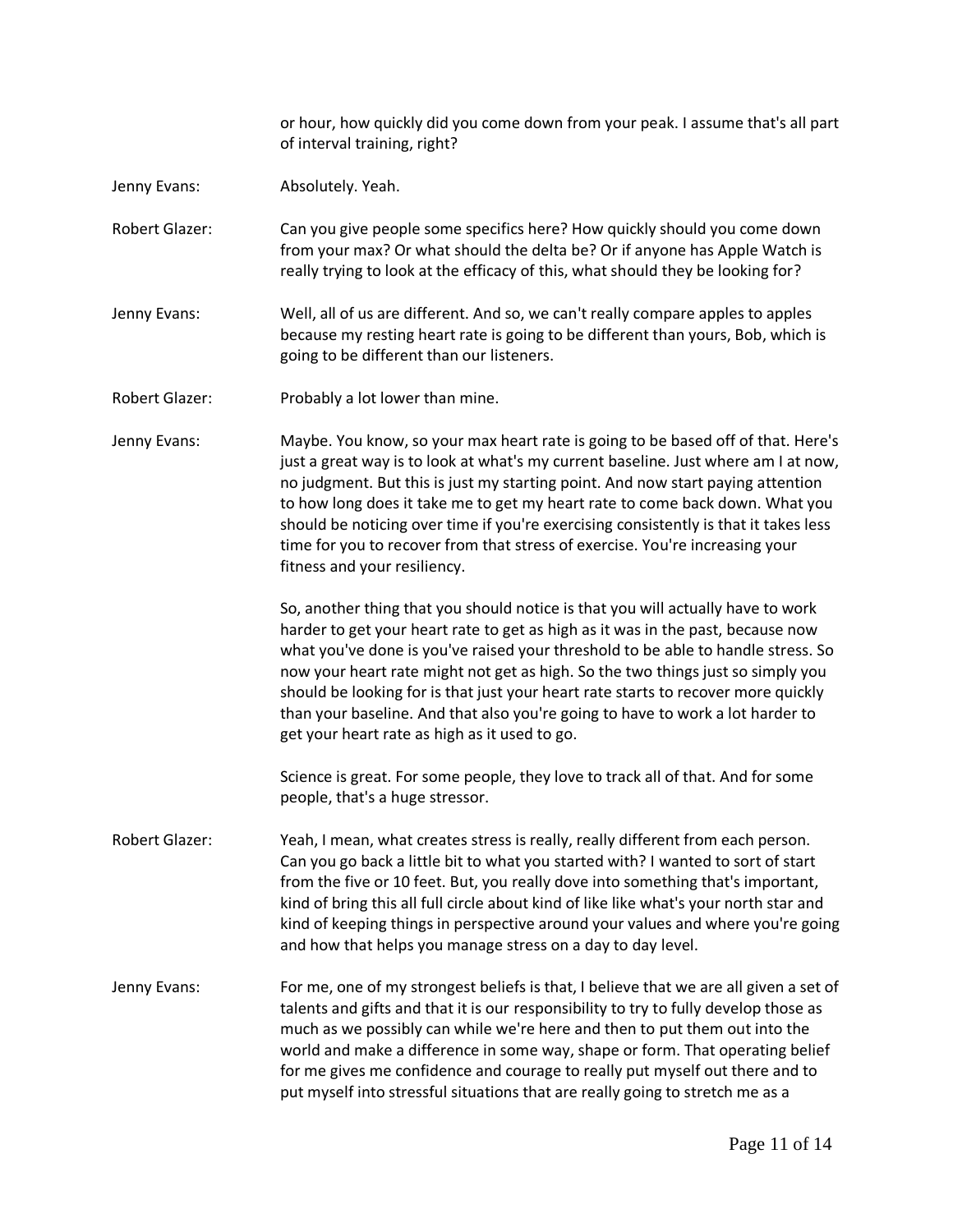or hour, how quickly did you come down from your peak. I assume that's all part of interval training, right?

Jenny Evans: Absolutely. Yeah.

Robert Glazer: Can you give people some specifics here? How quickly should you come down from your max? Or what should the delta be? Or if anyone has Apple Watch is really trying to look at the efficacy of this, what should they be looking for?

Jenny Evans: Well, all of us are different. And so, we can't really compare apples to apples because my resting heart rate is going to be different than yours, Bob, which is going to be different than our listeners.

Robert Glazer: Probably a lot lower than mine.

Jenny Evans: Maybe. You know, so your max heart rate is going to be based off of that. Here's just a great way is to look at what's my current baseline. Just where am I at now, no judgment. But this is just my starting point. And now start paying attention to how long does it take me to get my heart rate to come back down. What you should be noticing over time if you're exercising consistently is that it takes less time for you to recover from that stress of exercise. You're increasing your fitness and your resiliency.

So, another thing that you should notice is that you will actually have to work harder to get your heart rate to get as high as it was in the past, because now what you've done is you've raised your threshold to be able to handle stress. So now your heart rate might not get as high. So the two things just so simply you should be looking for is that just your heart rate starts to recover more quickly than your baseline. And that also you're going to have to work a lot harder to get your heart rate as high as it used to go.

Science is great. For some people, they love to track all of that. And for some people, that's a huge stressor.

Robert Glazer: Yeah, I mean, what creates stress is really, really different from each person. Can you go back a little bit to what you started with? I wanted to sort of start from the five or 10 feet. But, you really dove into something that's important, kind of bring this all full circle about kind of like like what's your north star and kind of keeping things in perspective around your values and where you're going and how that helps you manage stress on a day to day level.

Jenny Evans: For me, one of my strongest beliefs is that, I believe that we are all given a set of talents and gifts and that it is our responsibility to try to fully develop those as much as we possibly can while we're here and then to put them out into the world and make a difference in some way, shape or form. That operating belief for me gives me confidence and courage to really put myself out there and to put myself into stressful situations that are really going to stretch me as a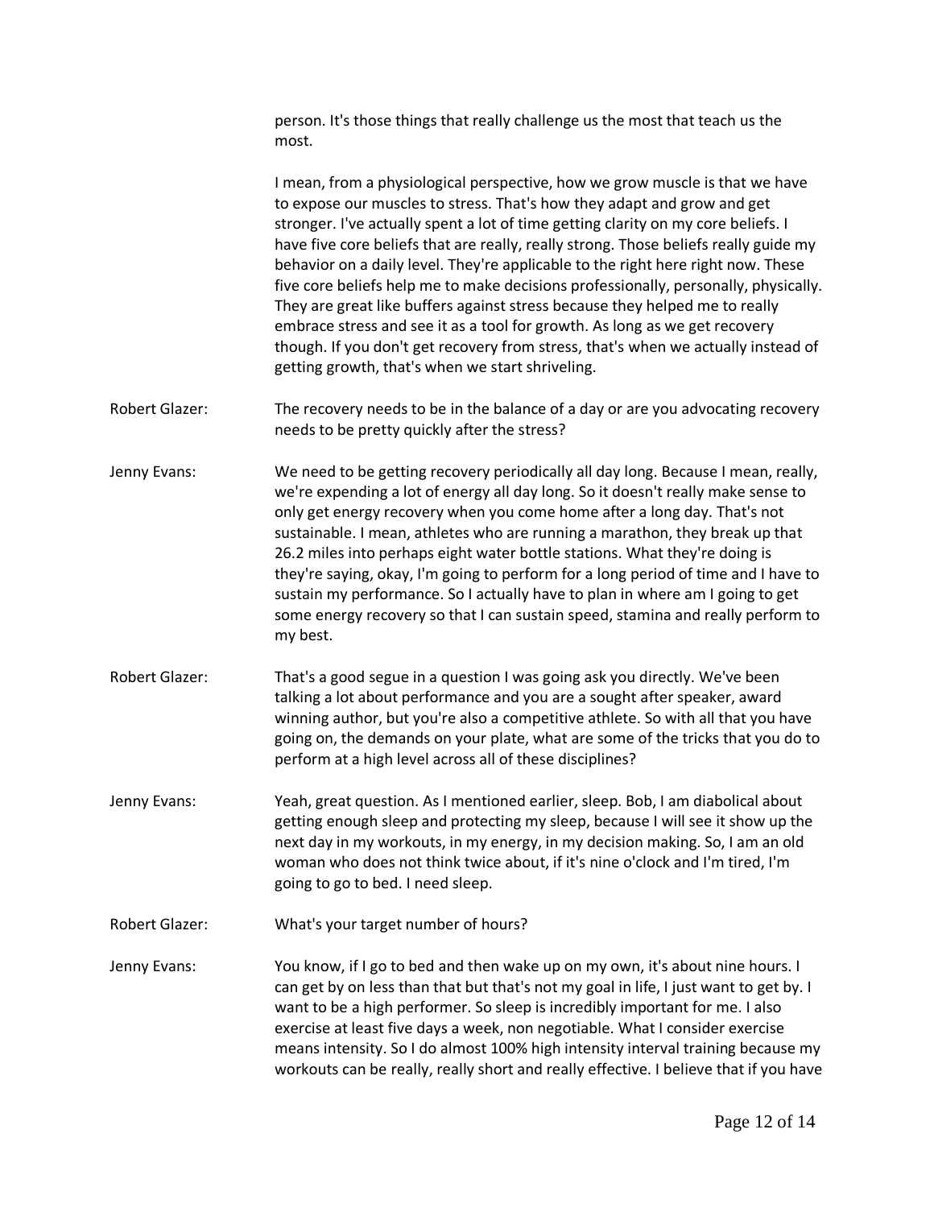person. It's those things that really challenge us the most that teach us the most.

I mean, from a physiological perspective, how we grow muscle is that we have to expose our muscles to stress. That's how they adapt and grow and get stronger. I've actually spent a lot of time getting clarity on my core beliefs. I have five core beliefs that are really, really strong. Those beliefs really guide my behavior on a daily level. They're applicable to the right here right now. These five core beliefs help me to make decisions professionally, personally, physically. They are great like buffers against stress because they helped me to really embrace stress and see it as a tool for growth. As long as we get recovery though. If you don't get recovery from stress, that's when we actually instead of getting growth, that's when we start shriveling.

Robert Glazer: The recovery needs to be in the balance of a day or are you advocating recovery needs to be pretty quickly after the stress?

Jenny Evans: We need to be getting recovery periodically all day long. Because I mean, really, we're expending a lot of energy all day long. So it doesn't really make sense to only get energy recovery when you come home after a long day. That's not sustainable. I mean, athletes who are running a marathon, they break up that 26.2 miles into perhaps eight water bottle stations. What they're doing is they're saying, okay, I'm going to perform for a long period of time and I have to sustain my performance. So I actually have to plan in where am I going to get some energy recovery so that I can sustain speed, stamina and really perform to my best.

Robert Glazer: That's a good segue in a question I was going ask you directly. We've been talking a lot about performance and you are a sought after speaker, award winning author, but you're also a competitive athlete. So with all that you have going on, the demands on your plate, what are some of the tricks that you do to perform at a high level across all of these disciplines?

Jenny Evans: Yeah, great question. As I mentioned earlier, sleep. Bob, I am diabolical about getting enough sleep and protecting my sleep, because I will see it show up the next day in my workouts, in my energy, in my decision making. So, I am an old woman who does not think twice about, if it's nine o'clock and I'm tired, I'm going to go to bed. I need sleep.

Robert Glazer: What's your target number of hours?

Jenny Evans: You know, if I go to bed and then wake up on my own, it's about nine hours. I can get by on less than that but that's not my goal in life, I just want to get by. I want to be a high performer. So sleep is incredibly important for me. I also exercise at least five days a week, non negotiable. What I consider exercise means intensity. So I do almost 100% high intensity interval training because my workouts can be really, really short and really effective. I believe that if you have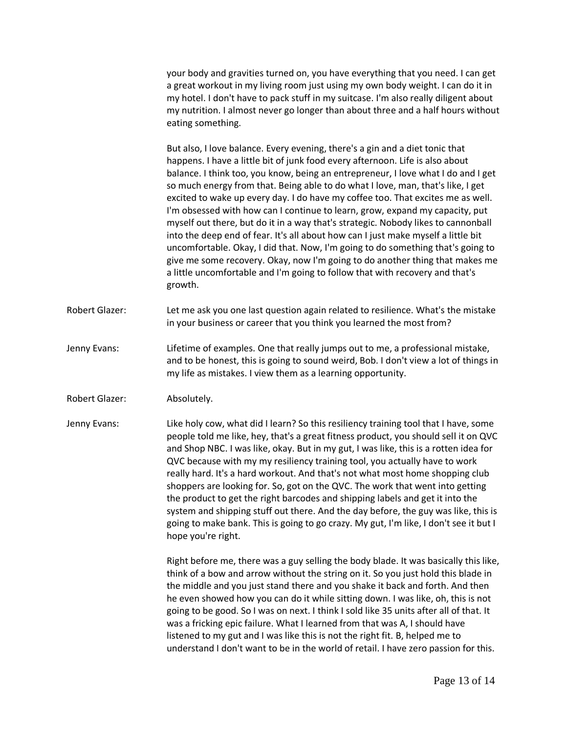your body and gravities turned on, you have everything that you need. I can get a great workout in my living room just using my own body weight. I can do it in my hotel. I don't have to pack stuff in my suitcase. I'm also really diligent about my nutrition. I almost never go longer than about three and a half hours without eating something.

But also, I love balance. Every evening, there's a gin and a diet tonic that happens. I have a little bit of junk food every afternoon. Life is also about balance. I think too, you know, being an entrepreneur, I love what I do and I get so much energy from that. Being able to do what I love, man, that's like, I get excited to wake up every day. I do have my coffee too. That excites me as well. I'm obsessed with how can I continue to learn, grow, expand my capacity, put myself out there, but do it in a way that's strategic. Nobody likes to cannonball into the deep end of fear. It's all about how can I just make myself a little bit uncomfortable. Okay, I did that. Now, I'm going to do something that's going to give me some recovery. Okay, now I'm going to do another thing that makes me a little uncomfortable and I'm going to follow that with recovery and that's growth.

Robert Glazer: Let me ask you one last question again related to resilience. What's the mistake in your business or career that you think you learned the most from?

Jenny Evans: Lifetime of examples. One that really jumps out to me, a professional mistake, and to be honest, this is going to sound weird, Bob. I don't view a lot of things in my life as mistakes. I view them as a learning opportunity.

Robert Glazer: Absolutely.

Jenny Evans: Like holy cow, what did I learn? So this resiliency training tool that I have, some people told me like, hey, that's a great fitness product, you should sell it on QVC and Shop NBC. I was like, okay. But in my gut, I was like, this is a rotten idea for QVC because with my my resiliency training tool, you actually have to work really hard. It's a hard workout. And that's not what most home shopping club shoppers are looking for. So, got on the QVC. The work that went into getting the product to get the right barcodes and shipping labels and get it into the system and shipping stuff out there. And the day before, the guy was like, this is going to make bank. This is going to go crazy. My gut, I'm like, I don't see it but I hope you're right.

Right before me, there was a guy selling the body blade. It was basically this like, think of a bow and arrow without the string on it. So you just hold this blade in the middle and you just stand there and you shake it back and forth. And then he even showed how you can do it while sitting down. I was like, oh, this is not going to be good. So I was on next. I think I sold like 35 units after all of that. It was a fricking epic failure. What I learned from that was A, I should have listened to my gut and I was like this is not the right fit. B, helped me to understand I don't want to be in the world of retail. I have zero passion for this.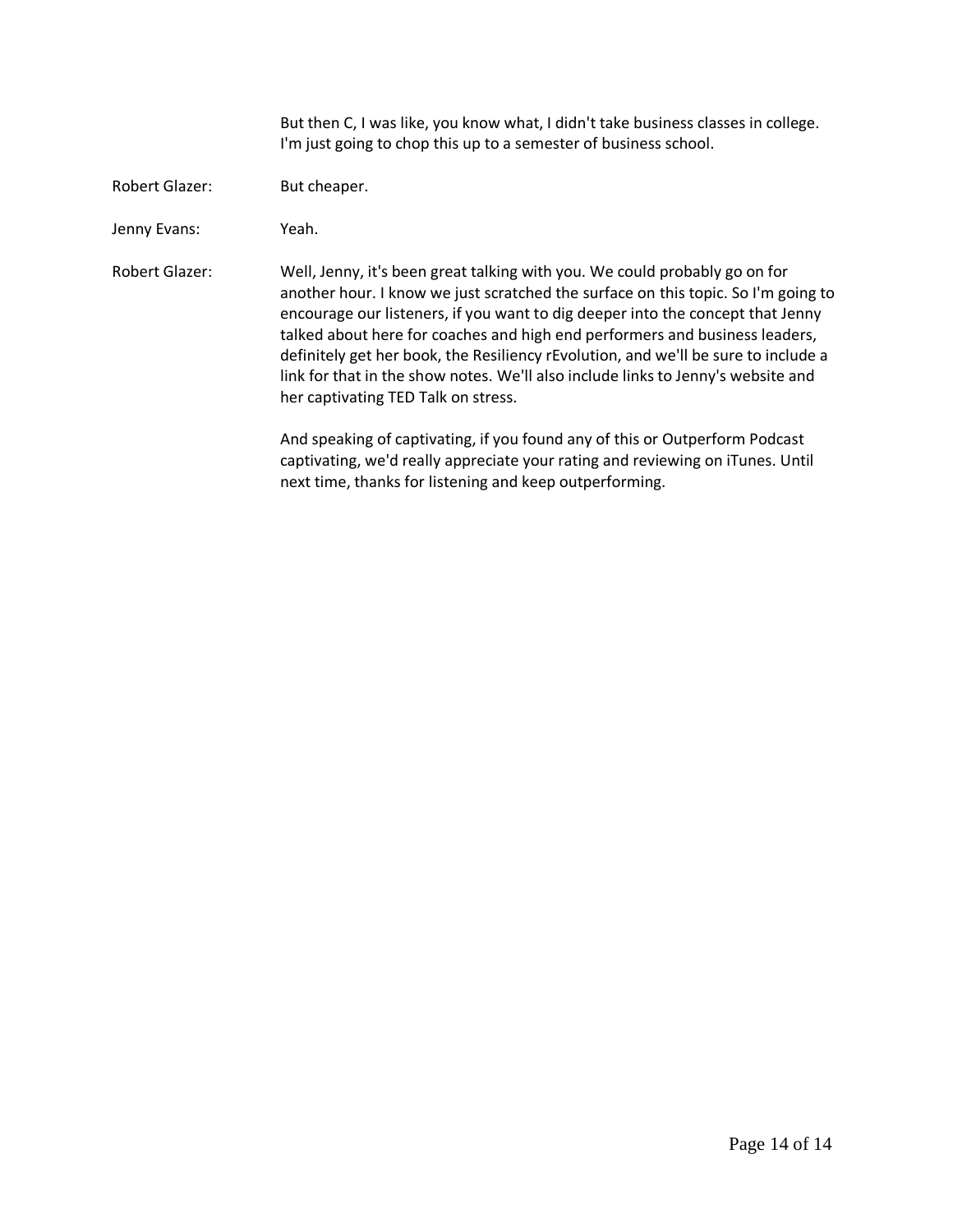But then C, I was like, you know what, I didn't take business classes in college. I'm just going to chop this up to a semester of business school.

Robert Glazer: But cheaper.

Jenny Evans: Yeah.

Robert Glazer: Well, Jenny, it's been great talking with you. We could probably go on for another hour. I know we just scratched the surface on this topic. So I'm going to encourage our listeners, if you want to dig deeper into the concept that Jenny talked about here for coaches and high end performers and business leaders, definitely get her book, the Resiliency rEvolution, and we'll be sure to include a link for that in the show notes. We'll also include links to Jenny's website and her captivating TED Talk on stress.

And speaking of captivating, if you found any of this or Outperform Podcast captivating, we'd really appreciate your rating and reviewing on iTunes. Until next time, thanks for listening and keep outperforming.